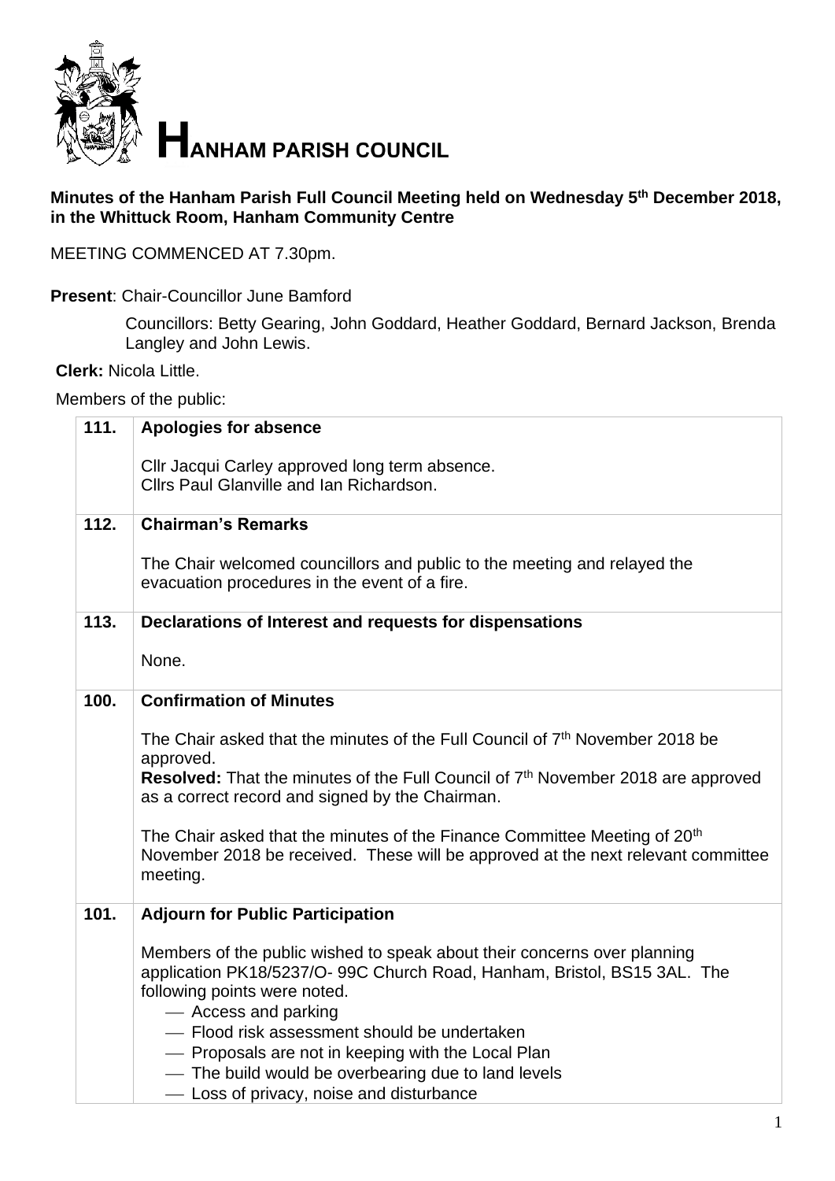# HANHAM PARISH COUNCIL

**Minutes of the Hanham Parish Full Council Meeting held on Wednesday 5th December 2018, in the Whittuck Room, Hanham Community Centre**

MEETING COMMENCED AT 7.30pm.

**Present**: Chair-Councillor June Bamford

Councillors: Betty Gearing, John Goddard, Heather Goddard, Bernard Jackson, Brenda Langley and John Lewis.

**Clerk:** Nicola Little.

Members of the public:

| | |
|---|---|
| **111.** | **Apologies for absence**<br><br>Cllr Jacqui Carley approved long term absence.<br>Cllrs Paul Glanville and Ian Richardson. |
| **112.** | **Chairman's Remarks**<br><br>The Chair welcomed councillors and public to the meeting and relayed the evacuation procedures in the event of a fire. |
| **113.** | **Declarations of Interest and requests for dispensations**<br><br>None. |
| **100.** | **Confirmation of Minutes**<br><br>The Chair asked that the minutes of the Full Council of 7th November 2018 be approved.<br>**Resolved:** That the minutes of the Full Council of 7th November 2018 are approved as a correct record and signed by the Chairman.<br><br>The Chair asked that the minutes of the Finance Committee Meeting of 20th November 2018 be received. These will be approved at the next relevant committee meeting. |
| **101.** | **Adjourn for Public Participation**<br><br>Members of the public wished to speak about their concerns over planning application PK18/5237/O- 99C Church Road, Hanham, Bristol, BS15 3AL. The following points were noted.<br>— Access and parking<br>— Flood risk assessment should be undertaken<br>— Proposals are not in keeping with the Local Plan<br>— The build would be overbearing due to land levels<br>— Loss of privacy, noise and disturbance |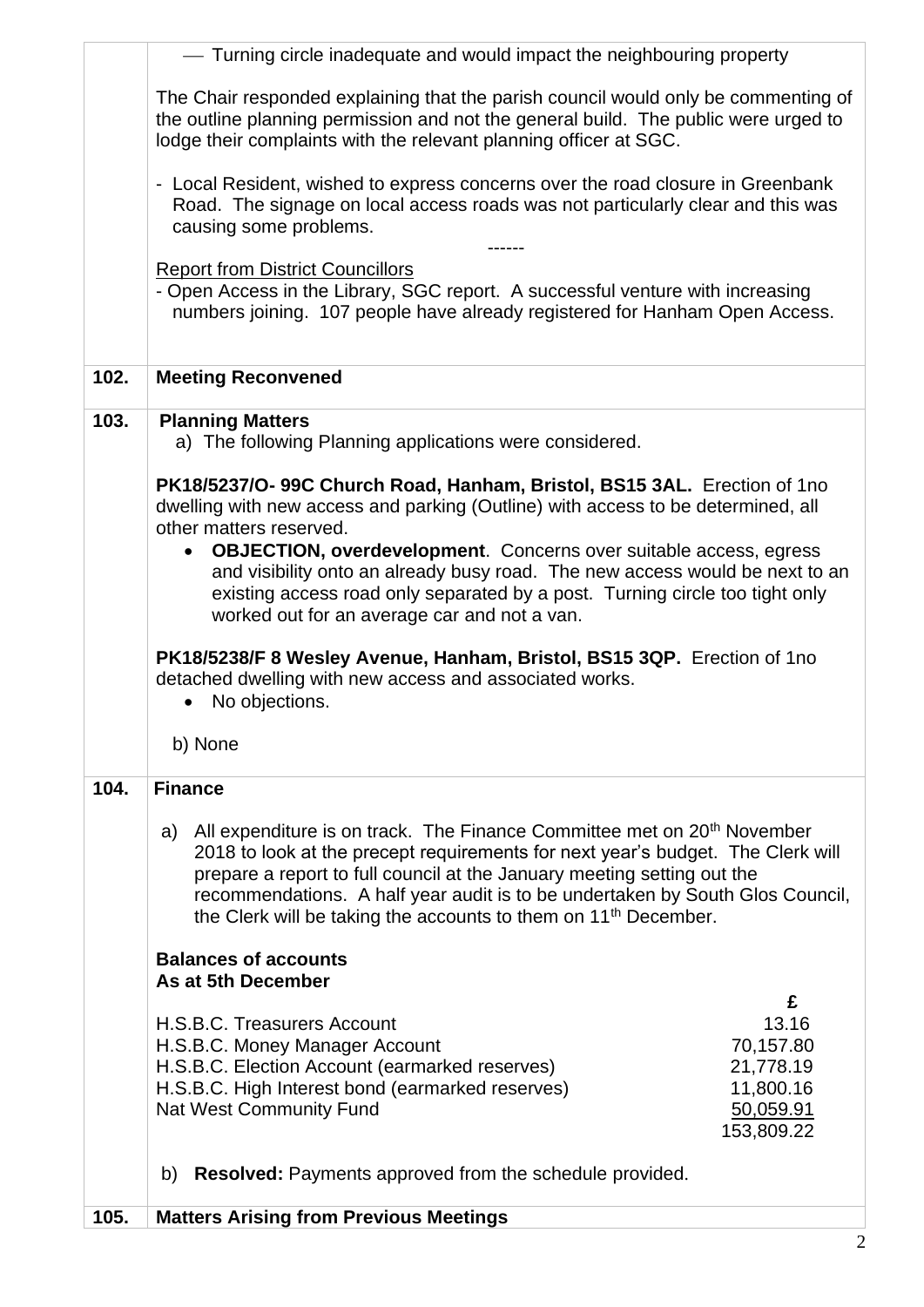– Turning circle inadequate and would impact the neighbouring property

The Chair responded explaining that the parish council would only be commenting of the outline planning permission and not the general build. The public were urged to lodge their complaints with the relevant planning officer at SGC.

- Local Resident, wished to express concerns over the road closure in Greenbank Road. The signage on local access roads was not particularly clear and this was causing some problems.

------

Report from District Councillors

- Open Access in the Library, SGC report. A successful venture with increasing numbers joining. 107 people have already registered for Hanham Open Access.

**102. Meeting Reconvened**

**103. Planning Matters**

a) The following Planning applications were considered.

**PK18/5237/O- 99C Church Road, Hanham, Bristol, BS15 3AL.** Erection of 1no dwelling with new access and parking (Outline) with access to be determined, all other matters reserved.

- **OBJECTION, overdevelopment**. Concerns over suitable access, egress and visibility onto an already busy road. The new access would be next to an existing access road only separated by a post. Turning circle too tight only worked out for an average car and not a van.

**PK18/5238/F 8 Wesley Avenue, Hanham, Bristol, BS15 3QP.** Erection of 1no detached dwelling with new access and associated works.

- No objections.

b) None

**104. Finance**

a) All expenditure is on track. The Finance Committee met on 20th November 2018 to look at the precept requirements for next year's budget. The Clerk will prepare a report to full council at the January meeting setting out the recommendations. A half year audit is to be undertaken by South Glos Council, the Clerk will be taking the accounts to them on 11th December.

**Balances of accounts**
**As at 5th December**

| | £ |
|---|---|
| H.S.B.C. Treasurers Account | 13.16 |
| H.S.B.C. Money Manager Account | 70,157.80 |
| H.S.B.C. Election Account (earmarked reserves) | 21,778.19 |
| H.S.B.C. High Interest bond (earmarked reserves) | 11,800.16 |
| Nat West Community Fund | 50,059.91 |
| | 153,809.22 |

b) **Resolved:** Payments approved from the schedule provided.

**105. Matters Arising from Previous Meetings**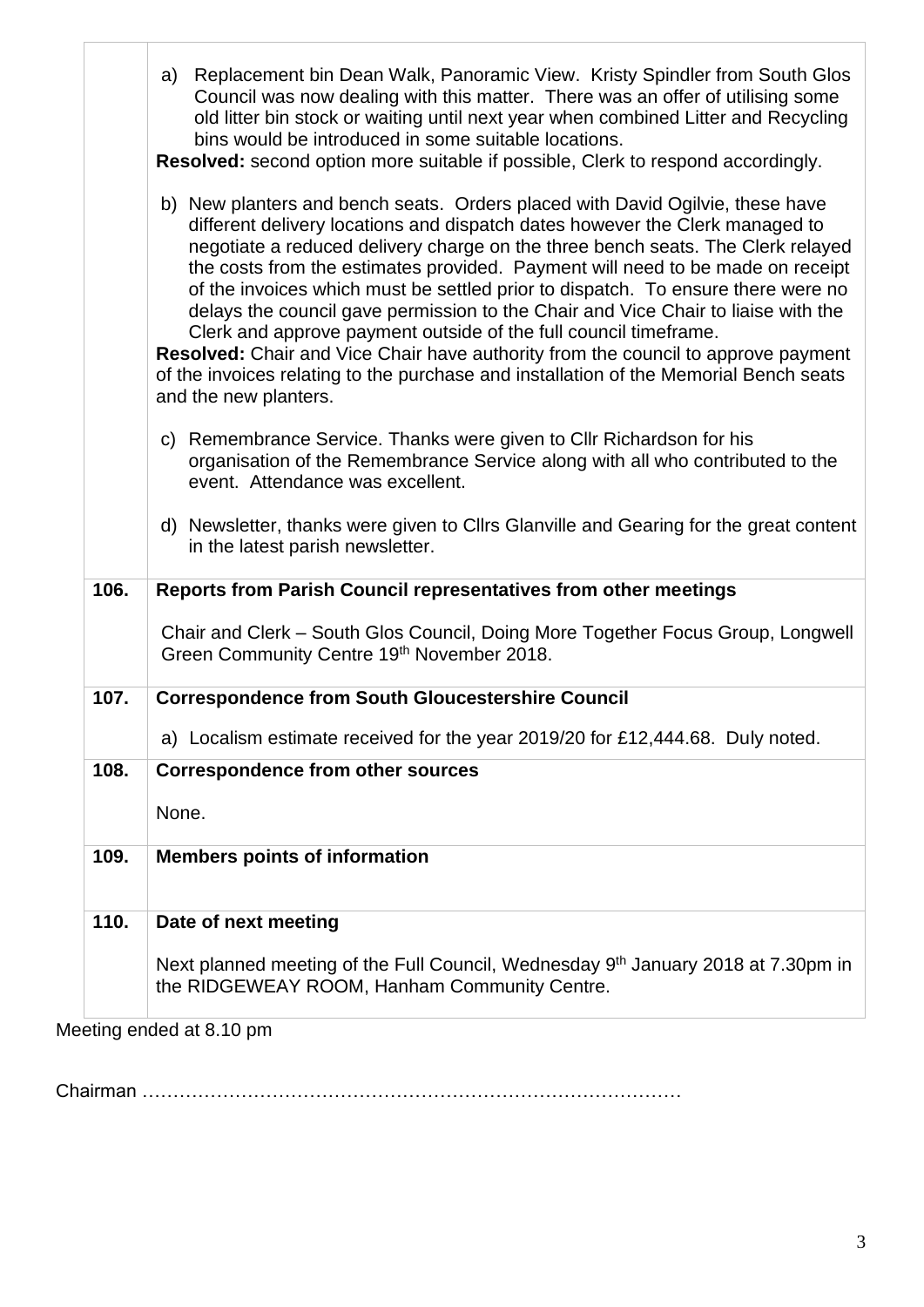| | |
|---|---|
| | a) Replacement bin Dean Walk, Panoramic View. Kristy Spindler from South Glos Council was now dealing with this matter. There was an offer of utilising some old litter bin stock or waiting until next year when combined Litter and Recycling bins would be introduced in some suitable locations.<br>**Resolved:** second option more suitable if possible, Clerk to respond accordingly.<br><br>b) New planters and bench seats. Orders placed with David Ogilvie, these have different delivery locations and dispatch dates however the Clerk managed to negotiate a reduced delivery charge on the three bench seats. The Clerk relayed the costs from the estimates provided. Payment will need to be made on receipt of the invoices which must be settled prior to dispatch. To ensure there were no delays the council gave permission to the Chair and Vice Chair to liaise with the Clerk and approve payment outside of the full council timeframe.<br>**Resolved:** Chair and Vice Chair have authority from the council to approve payment of the invoices relating to the purchase and installation of the Memorial Bench seats and the new planters.<br><br>c) Remembrance Service. Thanks were given to Cllr Richardson for his organisation of the Remembrance Service along with all who contributed to the event. Attendance was excellent.<br><br>d) Newsletter, thanks were given to Cllrs Glanville and Gearing for the great content in the latest parish newsletter. |
| **106.** | **Reports from Parish Council representatives from other meetings**<br><br>Chair and Clerk – South Glos Council, Doing More Together Focus Group, Longwell Green Community Centre 19th November 2018. |
| **107.** | **Correspondence from South Gloucestershire Council**<br><br>a) Localism estimate received for the year 2019/20 for £12,444.68. Duly noted. |
| **108.** | **Correspondence from other sources**<br><br>None. |
| **109.** | **Members points of information** |
| **110.** | **Date of next meeting**<br><br>Next planned meeting of the Full Council, Wednesday 9th January 2018 at 7.30pm in the RIDGEWEAY ROOM, Hanham Community Centre. |

Meeting ended at 8.10 pm

Chairman …………………………………………………………………………